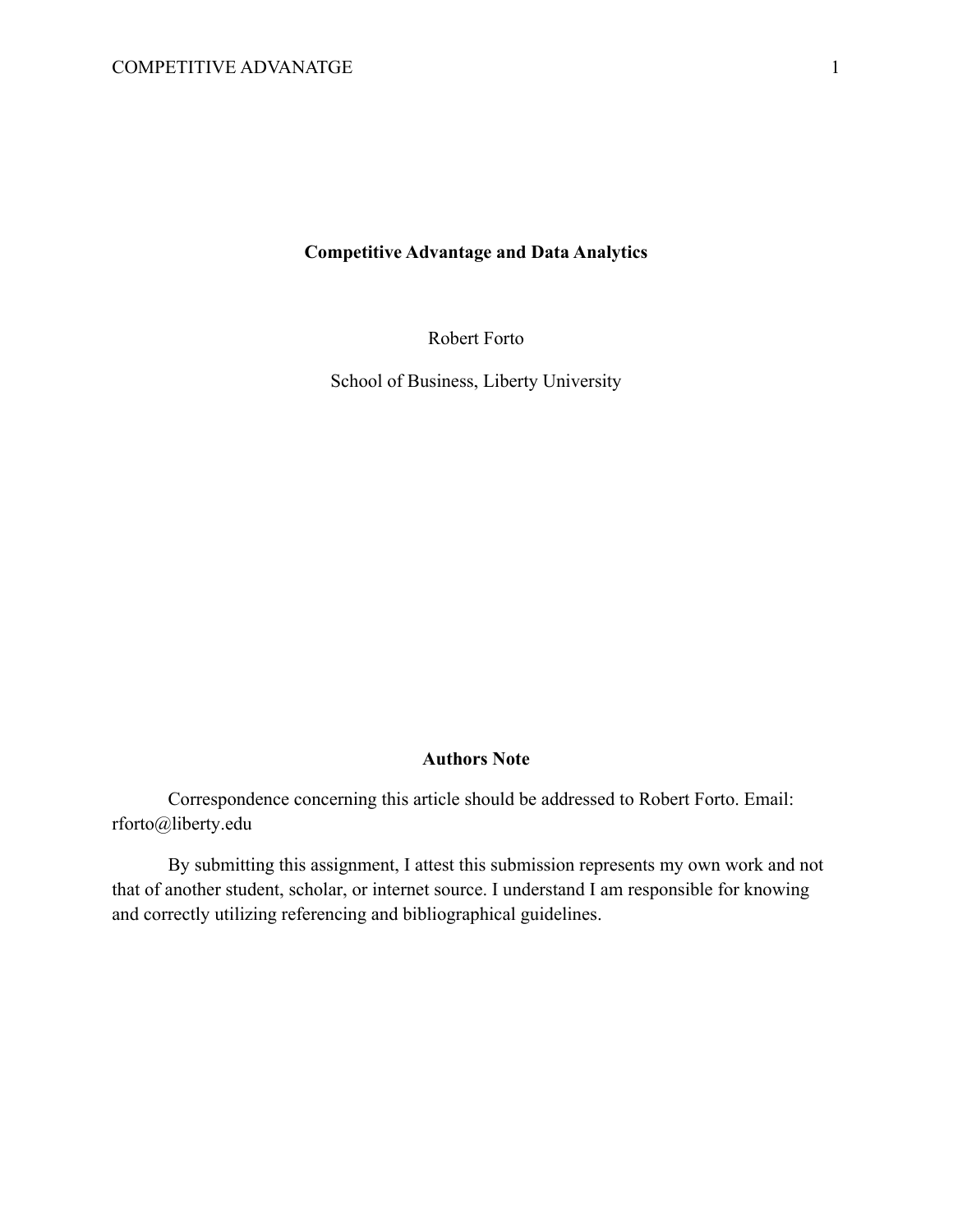**Competitive Advantage and Data Analytics**

Robert Forto

School of Business, Liberty University

**Authors Note**

Correspondence concerning this article should be addressed to Robert Forto. Email: rforto@liberty.edu

By submitting this assignment, I attest this submission represents my own work and not that of another student, scholar, or internet source. I understand I am responsible for knowing and correctly utilizing referencing and bibliographical guidelines.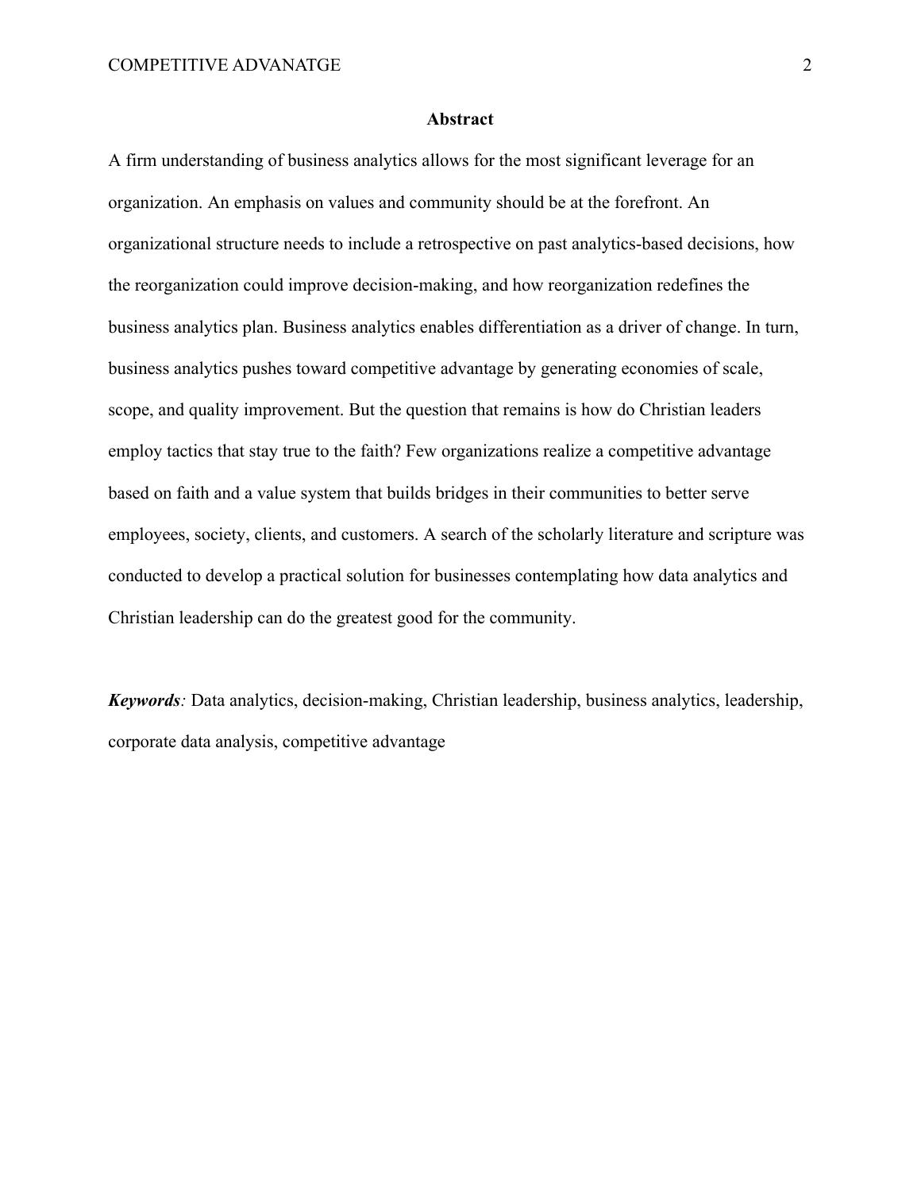## Abstract

A firm understanding of business analytics allows for the most significant leverage for an organization. An emphasis on values and community should be at the forefront. An organizational structure needs to include a retrospective on past analytics-based decisions, how the reorganization could improve decision-making, and how reorganization redefines the business analytics plan. Business analytics enables differentiation as a driver of change. In turn, business analytics pushes toward competitive advantage by generating economies of scale, scope, and quality improvement. But the question that remains is how do Christian leaders employ tactics that stay true to the faith? Few organizations realize a competitive advantage based on faith and a value system that builds bridges in their communities to better serve employees, society, clients, and customers. A search of the scholarly literature and scripture was conducted to develop a practical solution for businesses contemplating how data analytics and Christian leadership can do the greatest good for the community.

***Keywords****:* Data analytics, decision-making, Christian leadership, business analytics, leadership, corporate data analysis, competitive advantage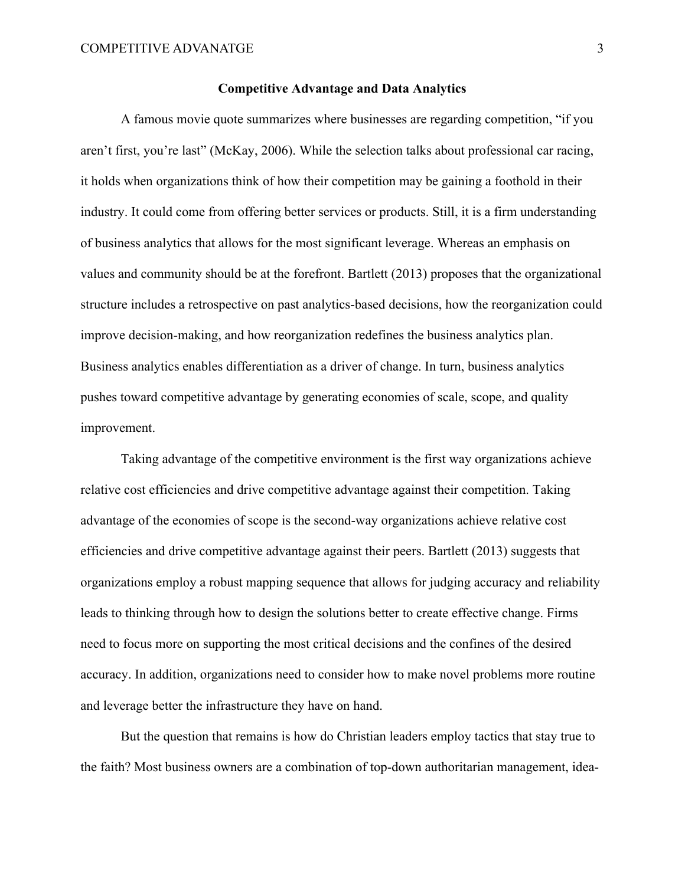**Competitive Advantage and Data Analytics**

A famous movie quote summarizes where businesses are regarding competition, “if you aren’t first, you’re last” (McKay, 2006). While the selection talks about professional car racing, it holds when organizations think of how their competition may be gaining a foothold in their industry. It could come from offering better services or products. Still, it is a firm understanding of business analytics that allows for the most significant leverage. Whereas an emphasis on values and community should be at the forefront. Bartlett (2013) proposes that the organizational structure includes a retrospective on past analytics-based decisions, how the reorganization could improve decision-making, and how reorganization redefines the business analytics plan. Business analytics enables differentiation as a driver of change. In turn, business analytics pushes toward competitive advantage by generating economies of scale, scope, and quality improvement.

Taking advantage of the competitive environment is the first way organizations achieve relative cost efficiencies and drive competitive advantage against their competition. Taking advantage of the economies of scope is the second-way organizations achieve relative cost efficiencies and drive competitive advantage against their peers. Bartlett (2013) suggests that organizations employ a robust mapping sequence that allows for judging accuracy and reliability leads to thinking through how to design the solutions better to create effective change. Firms need to focus more on supporting the most critical decisions and the confines of the desired accuracy. In addition, organizations need to consider how to make novel problems more routine and leverage better the infrastructure they have on hand.

But the question that remains is how do Christian leaders employ tactics that stay true to the faith? Most business owners are a combination of top-down authoritarian management, idea-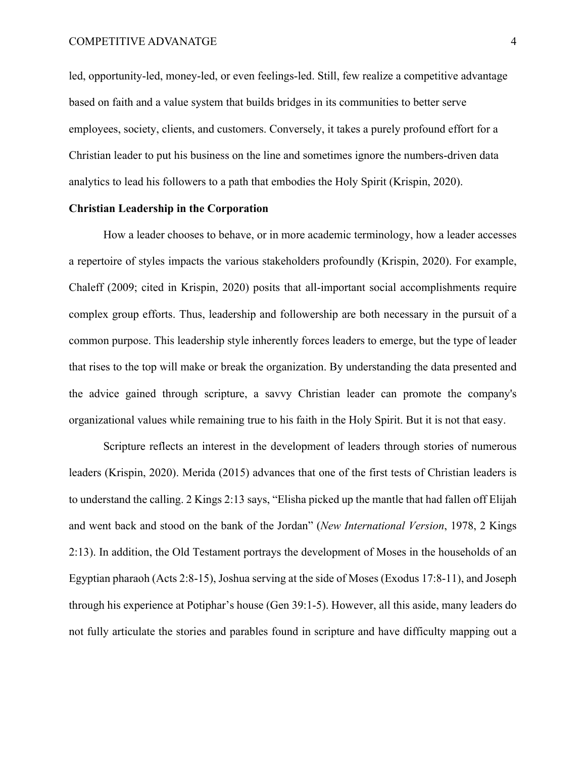led, opportunity-led, money-led, or even feelings-led. Still, few realize a competitive advantage based on faith and a value system that builds bridges in its communities to better serve employees, society, clients, and customers. Conversely, it takes a purely profound effort for a Christian leader to put his business on the line and sometimes ignore the numbers-driven data analytics to lead his followers to a path that embodies the Holy Spirit (Krispin, 2020).

**Christian Leadership in the Corporation**

How a leader chooses to behave, or in more academic terminology, how a leader accesses a repertoire of styles impacts the various stakeholders profoundly (Krispin, 2020). For example, Chaleff (2009; cited in Krispin, 2020) posits that all-important social accomplishments require complex group efforts. Thus, leadership and followership are both necessary in the pursuit of a common purpose. This leadership style inherently forces leaders to emerge, but the type of leader that rises to the top will make or break the organization. By understanding the data presented and the advice gained through scripture, a savvy Christian leader can promote the company's organizational values while remaining true to his faith in the Holy Spirit. But it is not that easy.

Scripture reflects an interest in the development of leaders through stories of numerous leaders (Krispin, 2020). Merida (2015) advances that one of the first tests of Christian leaders is to understand the calling. 2 Kings 2:13 says, "Elisha picked up the mantle that had fallen off Elijah and went back and stood on the bank of the Jordan" (*New International Version*, 1978, 2 Kings 2:13). In addition, the Old Testament portrays the development of Moses in the households of an Egyptian pharaoh (Acts 2:8-15), Joshua serving at the side of Moses (Exodus 17:8-11), and Joseph through his experience at Potiphar's house (Gen 39:1-5). However, all this aside, many leaders do not fully articulate the stories and parables found in scripture and have difficulty mapping out a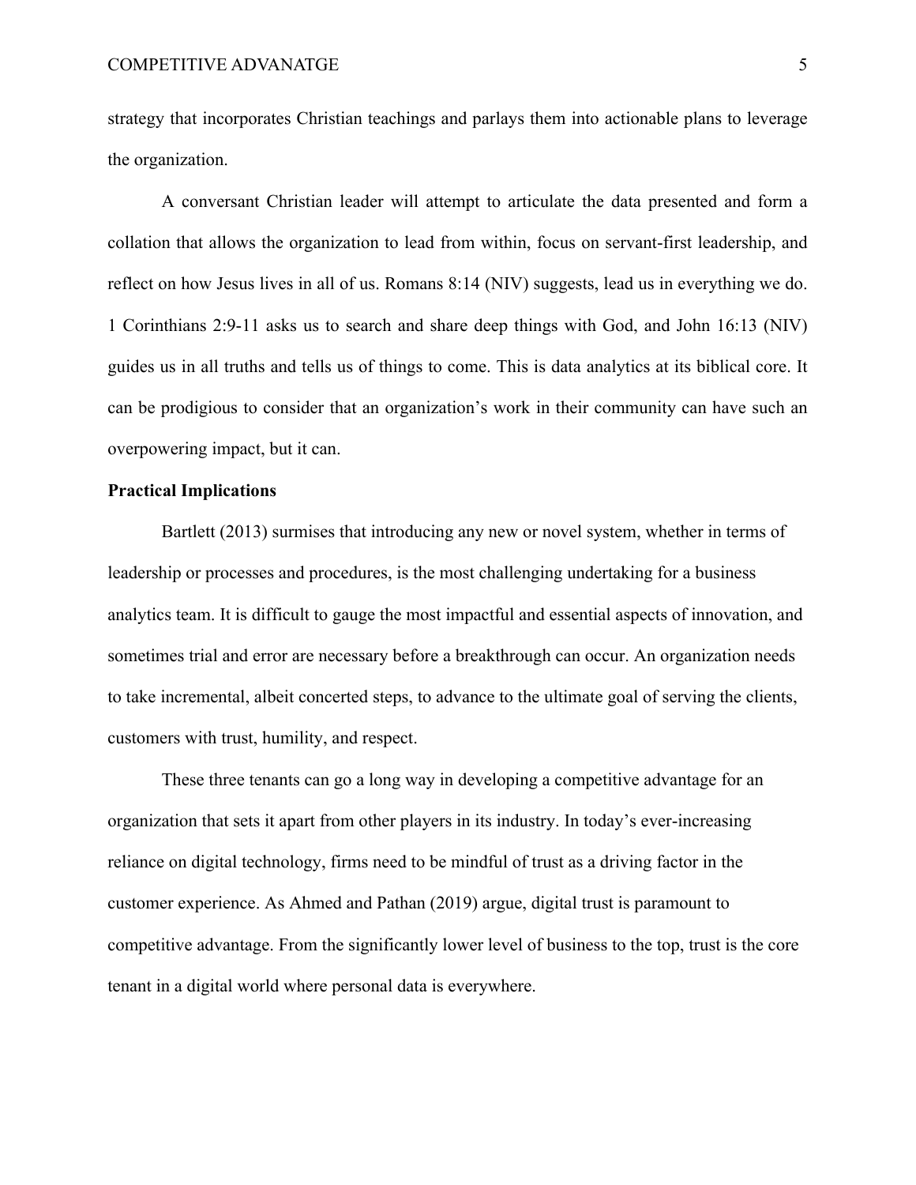strategy that incorporates Christian teachings and parlays them into actionable plans to leverage the organization.

A conversant Christian leader will attempt to articulate the data presented and form a collation that allows the organization to lead from within, focus on servant-first leadership, and reflect on how Jesus lives in all of us. Romans 8:14 (NIV) suggests, lead us in everything we do. 1 Corinthians 2:9-11 asks us to search and share deep things with God, and John 16:13 (NIV) guides us in all truths and tells us of things to come. This is data analytics at its biblical core. It can be prodigious to consider that an organization's work in their community can have such an overpowering impact, but it can.

**Practical Implications**

Bartlett (2013) surmises that introducing any new or novel system, whether in terms of leadership or processes and procedures, is the most challenging undertaking for a business analytics team. It is difficult to gauge the most impactful and essential aspects of innovation, and sometimes trial and error are necessary before a breakthrough can occur. An organization needs to take incremental, albeit concerted steps, to advance to the ultimate goal of serving the clients, customers with trust, humility, and respect.

These three tenants can go a long way in developing a competitive advantage for an organization that sets it apart from other players in its industry. In today's ever-increasing reliance on digital technology, firms need to be mindful of trust as a driving factor in the customer experience. As Ahmed and Pathan (2019) argue, digital trust is paramount to competitive advantage. From the significantly lower level of business to the top, trust is the core tenant in a digital world where personal data is everywhere.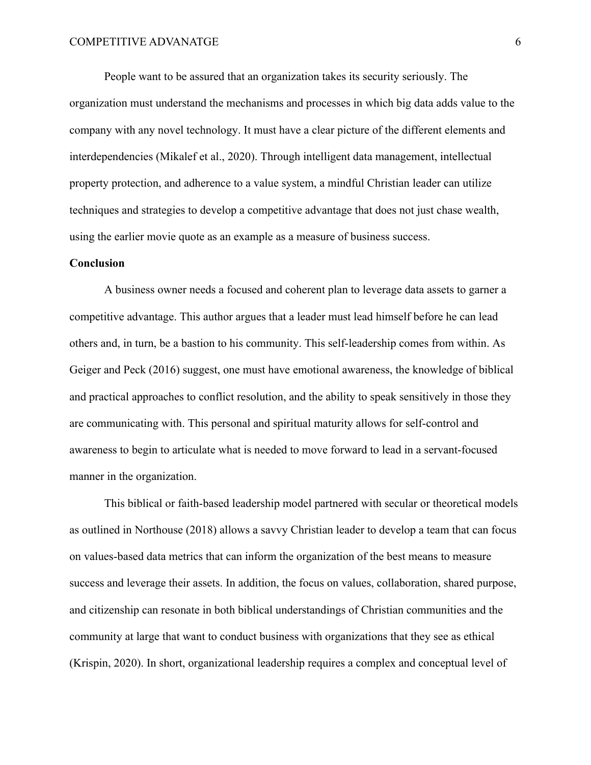People want to be assured that an organization takes its security seriously. The organization must understand the mechanisms and processes in which big data adds value to the company with any novel technology. It must have a clear picture of the different elements and interdependencies (Mikalef et al., 2020). Through intelligent data management, intellectual property protection, and adherence to a value system, a mindful Christian leader can utilize techniques and strategies to develop a competitive advantage that does not just chase wealth, using the earlier movie quote as an example as a measure of business success.

**Conclusion**

A business owner needs a focused and coherent plan to leverage data assets to garner a competitive advantage. This author argues that a leader must lead himself before he can lead others and, in turn, be a bastion to his community. This self-leadership comes from within. As Geiger and Peck (2016) suggest, one must have emotional awareness, the knowledge of biblical and practical approaches to conflict resolution, and the ability to speak sensitively in those they are communicating with. This personal and spiritual maturity allows for self-control and awareness to begin to articulate what is needed to move forward to lead in a servant-focused manner in the organization.

This biblical or faith-based leadership model partnered with secular or theoretical models as outlined in Northouse (2018) allows a savvy Christian leader to develop a team that can focus on values-based data metrics that can inform the organization of the best means to measure success and leverage their assets. In addition, the focus on values, collaboration, shared purpose, and citizenship can resonate in both biblical understandings of Christian communities and the community at large that want to conduct business with organizations that they see as ethical (Krispin, 2020). In short, organizational leadership requires a complex and conceptual level of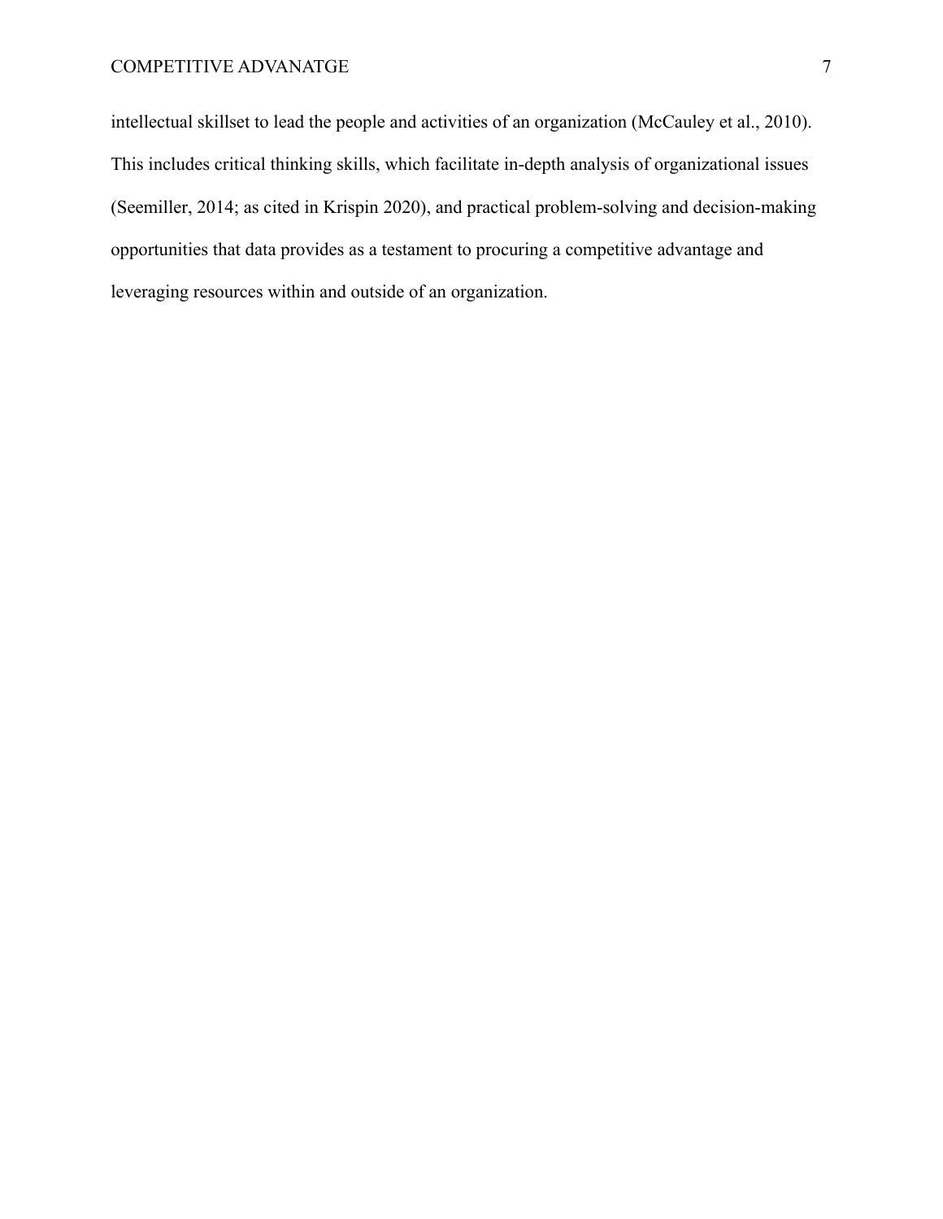intellectual skillset to lead the people and activities of an organization (McCauley et al., 2010). This includes critical thinking skills, which facilitate in-depth analysis of organizational issues (Seemiller, 2014; as cited in Krispin 2020), and practical problem-solving and decision-making opportunities that data provides as a testament to procuring a competitive advantage and leveraging resources within and outside of an organization.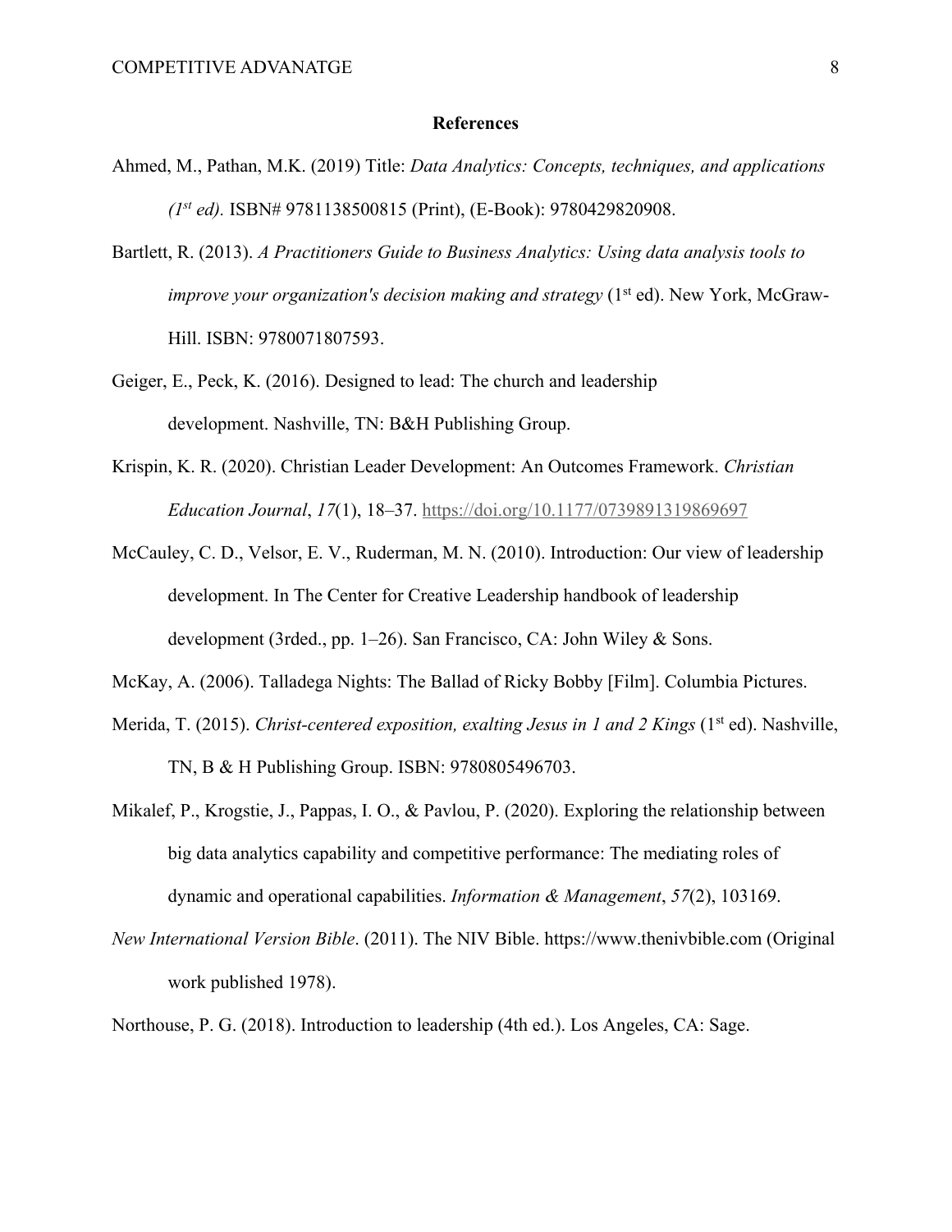**References**

Ahmed, M., Pathan, M.K. (2019) Title: *Data Analytics: Concepts, techniques, and applications (1st ed).* ISBN# 9781138500815 (Print), (E-Book): 9780429820908.

Bartlett, R. (2013). *A Practitioners Guide to Business Analytics: Using data analysis tools to improve your organization's decision making and strategy* (1st ed). New York, McGraw-Hill. ISBN: 9780071807593.

Geiger, E., Peck, K. (2016). Designed to lead: The church and leadership development. Nashville, TN: B&H Publishing Group.

Krispin, K. R. (2020). Christian Leader Development: An Outcomes Framework. *Christian Education Journal*, *17*(1), 18–37. https://doi.org/10.1177/0739891319869697

McCauley, C. D., Velsor, E. V., Ruderman, M. N. (2010). Introduction: Our view of leadership development. In The Center for Creative Leadership handbook of leadership development (3rded., pp. 1–26). San Francisco, CA: John Wiley & Sons.

McKay, A. (2006). Talladega Nights: The Ballad of Ricky Bobby [Film]. Columbia Pictures.

Merida, T. (2015). *Christ-centered exposition, exalting Jesus in 1 and 2 Kings* (1st ed). Nashville, TN, B & H Publishing Group. ISBN: 9780805496703.

Mikalef, P., Krogstie, J., Pappas, I. O., & Pavlou, P. (2020). Exploring the relationship between big data analytics capability and competitive performance: The mediating roles of dynamic and operational capabilities. *Information & Management*, *57*(2), 103169.

*New International Version Bible*. (2011). The NIV Bible. https://www.thenivbible.com (Original work published 1978).

Northouse, P. G. (2018). Introduction to leadership (4th ed.). Los Angeles, CA: Sage.